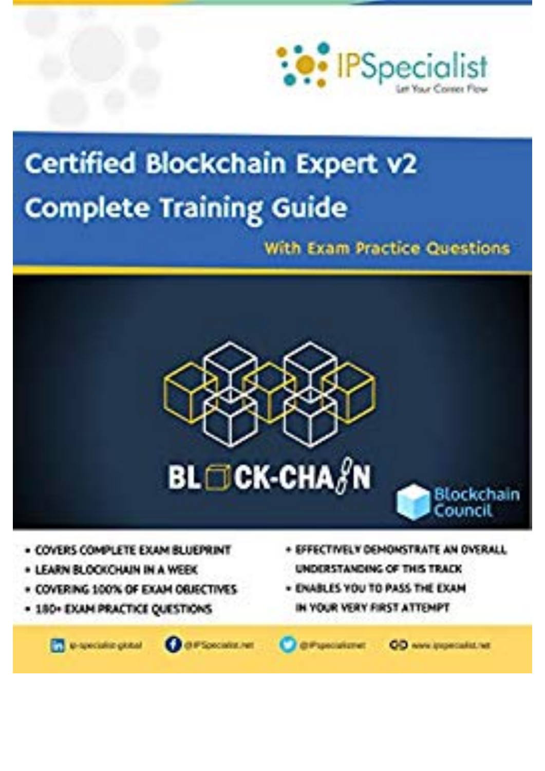IPSpecialist

Let Your Career Flow

# Certified Blockchain Expert v2

# Complete Training Guide

**With Exam Practice Questions**

BLOCK-CHAIN

Blockchain Council

- COVERS COMPLETE EXAM BLUEPRINT
- LEARN BLOCKCHAIN IN A WEEK
- COVERING 100% OF EXAM OBJECTIVES
- 180+ EXAM PRACTICE QUESTIONS
- EFFECTIVELY DEMONSTRATE AN OVERALL UNDERSTANDING OF THIS TRACK
- ENABLES YOU TO PASS THE EXAM IN YOUR VERY FIRST ATTEMPT

ip-specialist-global | @IPSpecialist.net | @IPspecialistnet | www.ipspecialist.net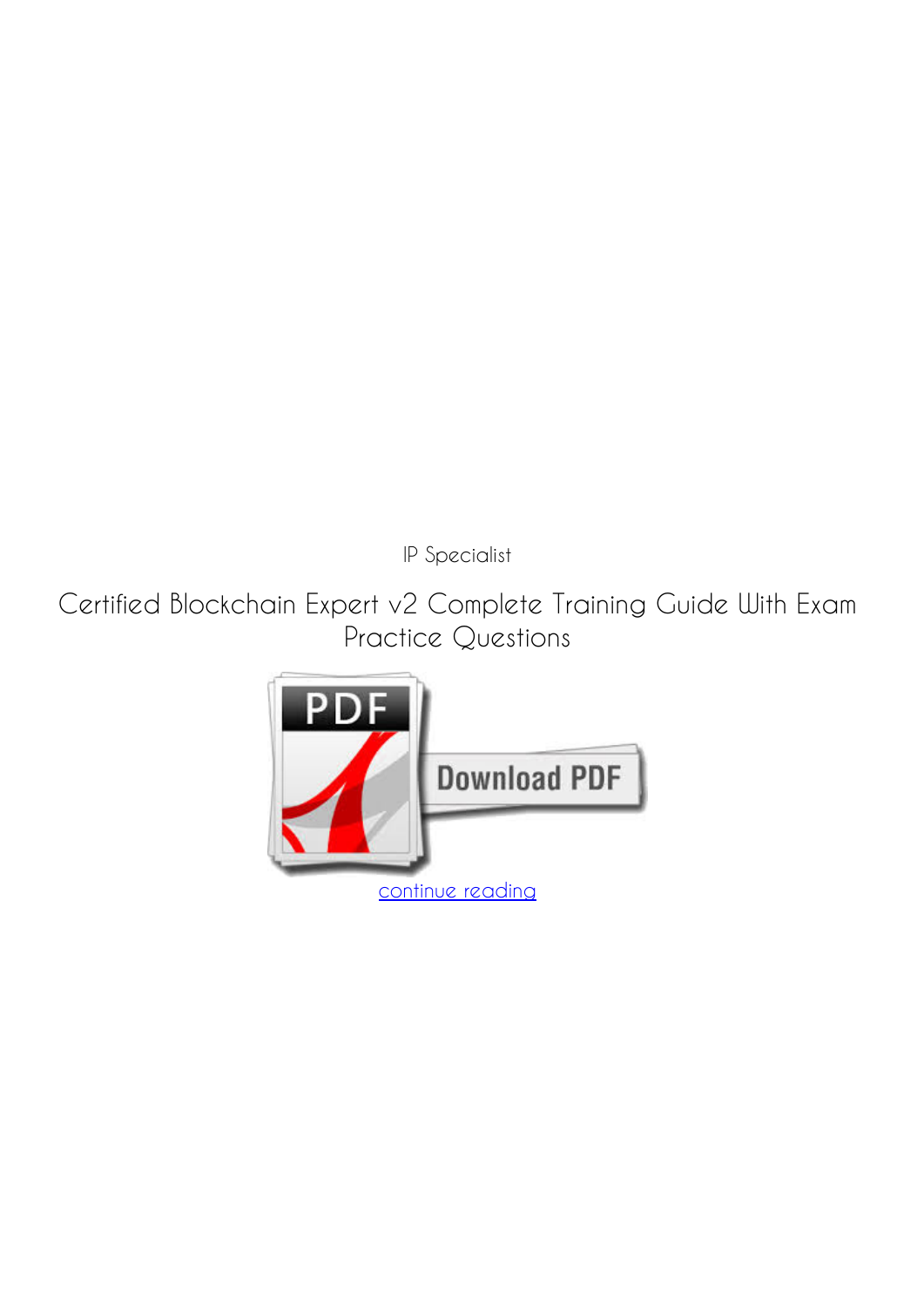IP Specialist

# Certified Blockchain Expert v2 Complete Training Guide With Exam Practice Questions

continue reading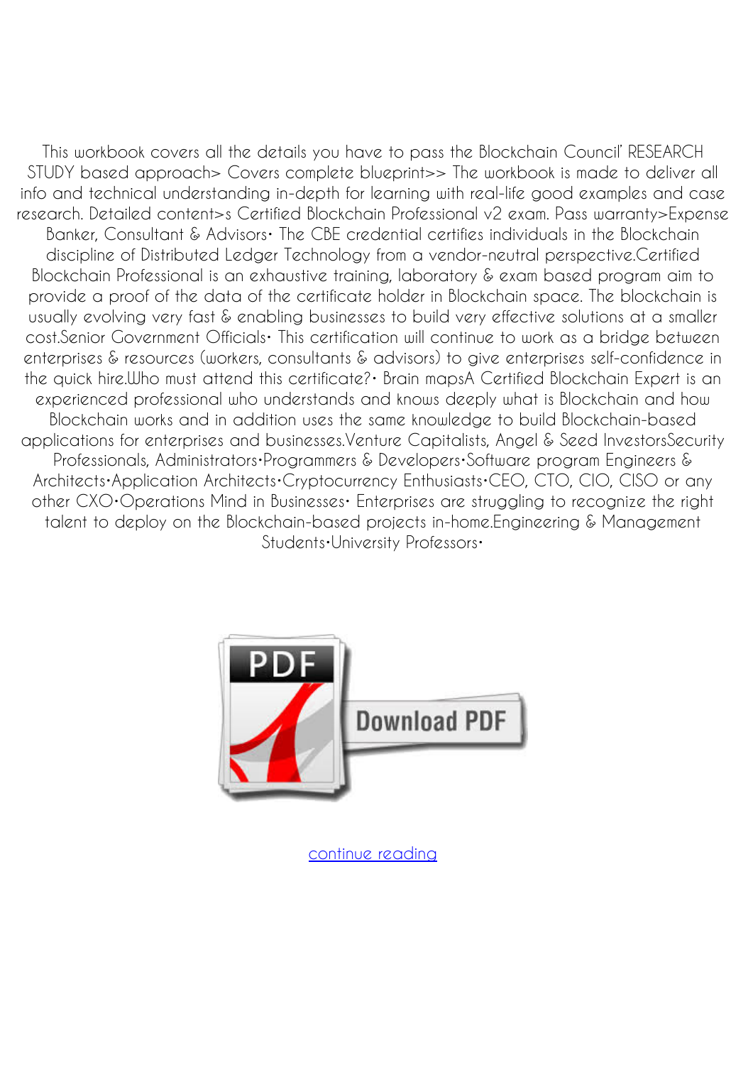This workbook covers all the details you have to pass the Blockchain Council' RESEARCH STUDY based approach> Covers complete blueprint>> The workbook is made to deliver all info and technical understanding in-depth for learning with real-life good examples and case research. Detailed content>s Certified Blockchain Professional v2 exam. Pass warranty>Expense Banker, Consultant & Advisors• The CBE credential certifies individuals in the Blockchain discipline of Distributed Ledger Technology from a vendor-neutral perspective.Certified Blockchain Professional is an exhaustive training, laboratory & exam based program aim to provide a proof of the data of the certificate holder in Blockchain space. The blockchain is usually evolving very fast & enabling businesses to build very effective solutions at a smaller cost.Senior Government Officials• This certification will continue to work as a bridge between enterprises & resources (workers, consultants & advisors) to give enterprises self-confidence in the quick hire.Who must attend this certificate?• Brain mapsA Certified Blockchain Expert is an experienced professional who understands and knows deeply what is Blockchain and how Blockchain works and in addition uses the same knowledge to build Blockchain-based applications for enterprises and businesses.Venture Capitalists, Angel & Seed InvestorsSecurity Professionals, Administrators•Programmers & Developers•Software program Engineers & Architects•Application Architects•Cryptocurrency Enthusiasts•CEO, CTO, CIO, CISO or any other CXO•Operations Mind in Businesses• Enterprises are struggling to recognize the right talent to deploy on the Blockchain-based projects in-home.Engineering & Management Students•University Professors•

Download PDF

continue reading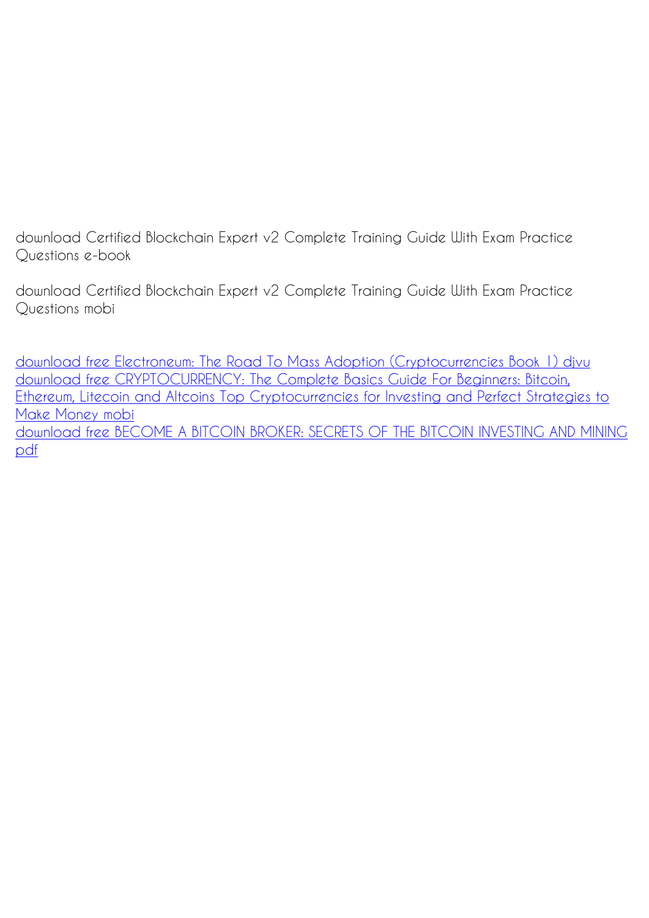download Certified Blockchain Expert v2 Complete Training Guide With Exam Practice Questions e-book

download Certified Blockchain Expert v2 Complete Training Guide With Exam Practice Questions mobi

download free Electroneum: The Road To Mass Adoption (Cryptocurrencies Book 1) djvu
download free CRYPTOCURRENCY: The Complete Basics Guide For Beginners: Bitcoin, Ethereum, Litecoin and Altcoins Top Cryptocurrencies for Investing and Perfect Strategies to Make Money mobi
download free BECOME A BITCOIN BROKER: SECRETS OF THE BITCOIN INVESTING AND MINING pdf